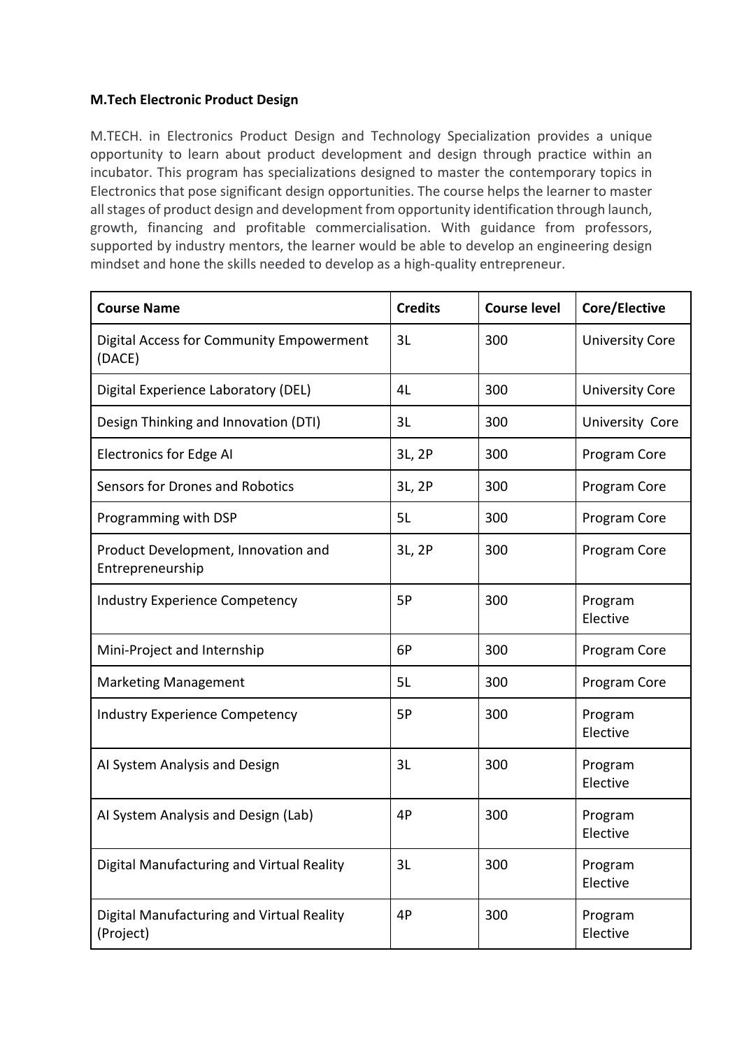**M.Tech Electronic Product Design**

M.TECH. in Electronics Product Design and Technology Specialization provides a unique opportunity to learn about product development and design through practice within an incubator. This program has specializations designed to master the contemporary topics in Electronics that pose significant design opportunities. The course helps the learner to master all stages of product design and development from opportunity identification through launch, growth, financing and profitable commercialisation. With guidance from professors, supported by industry mentors, the learner would be able to develop an engineering design mindset and hone the skills needed to develop as a high-quality entrepreneur.

| Course Name | Credits | Course level | Core/Elective |
|---|---|---|---|
| Digital Access for Community Empowerment (DACE) | 3L | 300 | University Core |
| Digital Experience Laboratory (DEL) | 4L | 300 | University Core |
| Design Thinking and Innovation (DTI) | 3L | 300 | University Core |
| Electronics for Edge AI | 3L, 2P | 300 | Program Core |
| Sensors for Drones and Robotics | 3L, 2P | 300 | Program Core |
| Programming with DSP | 5L | 300 | Program Core |
| Product Development, Innovation and Entrepreneurship | 3L, 2P | 300 | Program Core |
| Industry Experience Competency | 5P | 300 | Program Elective |
| Mini-Project and Internship | 6P | 300 | Program Core |
| Marketing Management | 5L | 300 | Program Core |
| Industry Experience Competency | 5P | 300 | Program Elective |
| AI System Analysis and Design | 3L | 300 | Program Elective |
| AI System Analysis and Design (Lab) | 4P | 300 | Program Elective |
| Digital Manufacturing and Virtual Reality | 3L | 300 | Program Elective |
| Digital Manufacturing and Virtual Reality (Project) | 4P | 300 | Program Elective |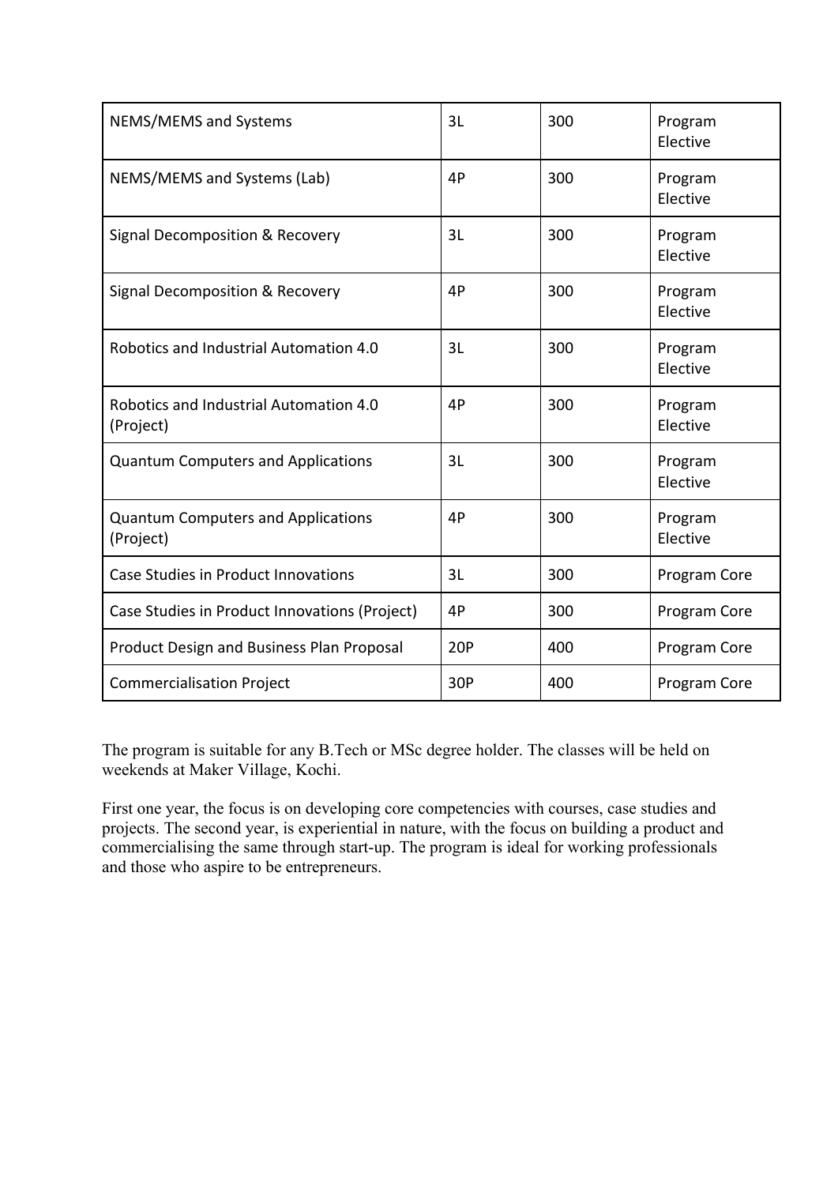| | | | |
|---|---|---|---|
| NEMS/MEMS and Systems | 3L | 300 | Program Elective |
| NEMS/MEMS and Systems (Lab) | 4P | 300 | Program Elective |
| Signal Decomposition & Recovery | 3L | 300 | Program Elective |
| Signal Decomposition & Recovery | 4P | 300 | Program Elective |
| Robotics and Industrial Automation 4.0 | 3L | 300 | Program Elective |
| Robotics and Industrial Automation 4.0 (Project) | 4P | 300 | Program Elective |
| Quantum Computers and Applications | 3L | 300 | Program Elective |
| Quantum Computers and Applications (Project) | 4P | 300 | Program Elective |
| Case Studies in Product Innovations | 3L | 300 | Program Core |
| Case Studies in Product Innovations (Project) | 4P | 300 | Program Core |
| Product Design and Business Plan Proposal | 20P | 400 | Program Core |
| Commercialisation Project | 30P | 400 | Program Core |

The program is suitable for any B.Tech or MSc degree holder. The classes will be held on weekends at Maker Village, Kochi.

First one year, the focus is on developing core competencies with courses, case studies and projects. The second year, is experiential in nature, with the focus on building a product and commercialising the same through start-up. The program is ideal for working professionals and those who aspire to be entrepreneurs.